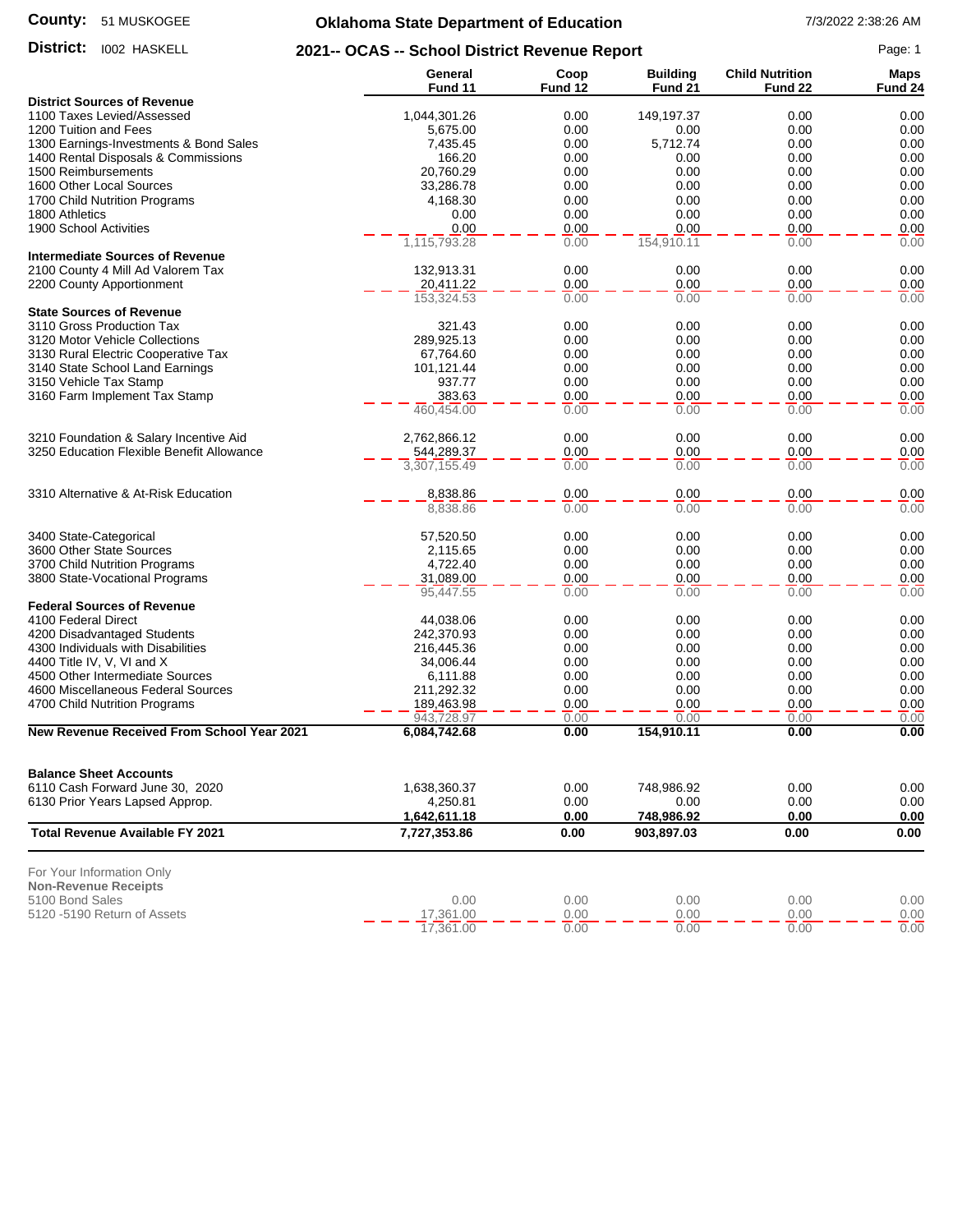**County:** 51 MUSKOGEE

**District:** I002 HASKELL

# Oklahoma State Department of Education

## 2021-- OCAS -- School District Revenue Report

7/3/2022 2:38:26 AM

| | General Fund 11 | Coop Fund 12 | Building Fund 21 | Child Nutrition Fund 22 | Maps Fund 24 |
|---|---|---|---|---|---|
| **District Sources of Revenue** | | | | | |
| 1100 Taxes Levied/Assessed | 1,044,301.26 | 0.00 | 149,197.37 | 0.00 | 0.00 |
| 1200 Tuition and Fees | 5,675.00 | 0.00 | 0.00 | 0.00 | 0.00 |
| 1300 Earnings-Investments & Bond Sales | 7,435.45 | 0.00 | 5,712.74 | 0.00 | 0.00 |
| 1400 Rental Disposals & Commissions | 166.20 | 0.00 | 0.00 | 0.00 | 0.00 |
| 1500 Reimbursements | 20,760.29 | 0.00 | 0.00 | 0.00 | 0.00 |
| 1600 Other Local Sources | 33,286.78 | 0.00 | 0.00 | 0.00 | 0.00 |
| 1700 Child Nutrition Programs | 4,168.30 | 0.00 | 0.00 | 0.00 | 0.00 |
| 1800 Athletics | 0.00 | 0.00 | 0.00 | 0.00 | 0.00 |
| 1900 School Activities | 0.00 | 0.00 | 0.00 | 0.00 | 0.00 |
| | 1,115,793.28 | 0.00 | 154,910.11 | 0.00 | 0.00 |
| **Intermediate Sources of Revenue** | | | | | |
| 2100 County 4 Mill Ad Valorem Tax | 132,913.31 | 0.00 | 0.00 | 0.00 | 0.00 |
| 2200 County Apportionment | 20,411.22 | 0.00 | 0.00 | 0.00 | 0.00 |
| | 153,324.53 | 0.00 | 0.00 | 0.00 | 0.00 |
| **State Sources of Revenue** | | | | | |
| 3110 Gross Production Tax | 321.43 | 0.00 | 0.00 | 0.00 | 0.00 |
| 3120 Motor Vehicle Collections | 289,925.13 | 0.00 | 0.00 | 0.00 | 0.00 |
| 3130 Rural Electric Cooperative Tax | 67,764.60 | 0.00 | 0.00 | 0.00 | 0.00 |
| 3140 State School Land Earnings | 101,121.44 | 0.00 | 0.00 | 0.00 | 0.00 |
| 3150 Vehicle Tax Stamp | 937.77 | 0.00 | 0.00 | 0.00 | 0.00 |
| 3160 Farm Implement Tax Stamp | 383.63 | 0.00 | 0.00 | 0.00 | 0.00 |
| | 460,454.00 | 0.00 | 0.00 | 0.00 | 0.00 |
| 3210 Foundation & Salary Incentive Aid | 2,762,866.12 | 0.00 | 0.00 | 0.00 | 0.00 |
| 3250 Education Flexible Benefit Allowance | 544,289.37 | 0.00 | 0.00 | 0.00 | 0.00 |
| | 3,307,155.49 | 0.00 | 0.00 | 0.00 | 0.00 |
| 3310 Alternative & At-Risk Education | 8,838.86 | 0.00 | 0.00 | 0.00 | 0.00 |
| | 8,838.86 | 0.00 | 0.00 | 0.00 | 0.00 |
| 3400 State-Categorical | 57,520.50 | 0.00 | 0.00 | 0.00 | 0.00 |
| 3600 Other State Sources | 2,115.65 | 0.00 | 0.00 | 0.00 | 0.00 |
| 3700 Child Nutrition Programs | 4,722.40 | 0.00 | 0.00 | 0.00 | 0.00 |
| 3800 State-Vocational Programs | 31,089.00 | 0.00 | 0.00 | 0.00 | 0.00 |
| | 95,447.55 | 0.00 | 0.00 | 0.00 | 0.00 |
| **Federal Sources of Revenue** | | | | | |
| 4100 Federal Direct | 44,038.06 | 0.00 | 0.00 | 0.00 | 0.00 |
| 4200 Disadvantaged Students | 242,370.93 | 0.00 | 0.00 | 0.00 | 0.00 |
| 4300 Individuals with Disabilities | 216,445.36 | 0.00 | 0.00 | 0.00 | 0.00 |
| 4400 Title IV, V, VI and X | 34,006.44 | 0.00 | 0.00 | 0.00 | 0.00 |
| 4500 Other Intermediate Sources | 6,111.88 | 0.00 | 0.00 | 0.00 | 0.00 |
| 4600 Miscellaneous Federal Sources | 211,292.32 | 0.00 | 0.00 | 0.00 | 0.00 |
| 4700 Child Nutrition Programs | 189,463.98 | 0.00 | 0.00 | 0.00 | 0.00 |
| | 943,728.97 | 0.00 | 0.00 | 0.00 | 0.00 |
| **New Revenue Received From School Year 2021** | **6,084,742.68** | **0.00** | **154,910.11** | **0.00** | **0.00** |
| **Balance Sheet Accounts** | | | | | |
| 6110 Cash Forward June 30, 2020 | 1,638,360.37 | 0.00 | 748,986.92 | 0.00 | 0.00 |
| 6130 Prior Years Lapsed Approp. | 4,250.81 | 0.00 | 0.00 | 0.00 | 0.00 |
| | **1,642,611.18** | **0.00** | **748,986.92** | **0.00** | **0.00** |
| **Total Revenue Available FY 2021** | **7,727,353.86** | **0.00** | **903,897.03** | **0.00** | **0.00** |

For Your Information Only

| **Non-Revenue Receipts** | General Fund 11 | Coop Fund 12 | Building Fund 21 | Child Nutrition Fund 22 | Maps Fund 24 |
|---|---|---|---|---|---|
| 5100 Bond Sales | 0.00 | 0.00 | 0.00 | 0.00 | 0.00 |
| 5120 -5190 Return of Assets | 17,361.00 | 0.00 | 0.00 | 0.00 | 0.00 |
| | 17,361.00 | 0.00 | 0.00 | 0.00 | 0.00 |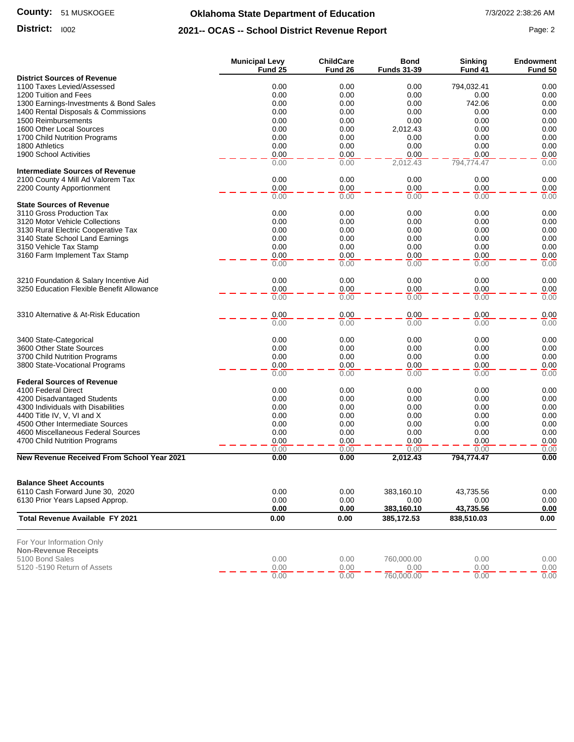**County:** 51 MUSKOGEE

**District:** I002

# Oklahoma State Department of Education

## 2021-- OCAS -- School District Revenue Report

| | Municipal Levy Fund 25 | ChildCare Fund 26 | Bond Funds 31-39 | Sinking Fund 41 | Endowment Fund 50 |
|---|---|---|---|---|---|
| **District Sources of Revenue** | | | | | |
| 1100 Taxes Levied/Assessed | 0.00 | 0.00 | 0.00 | 794,032.41 | 0.00 |
| 1200 Tuition and Fees | 0.00 | 0.00 | 0.00 | 0.00 | 0.00 |
| 1300 Earnings-Investments & Bond Sales | 0.00 | 0.00 | 0.00 | 742.06 | 0.00 |
| 1400 Rental Disposals & Commissions | 0.00 | 0.00 | 0.00 | 0.00 | 0.00 |
| 1500 Reimbursements | 0.00 | 0.00 | 0.00 | 0.00 | 0.00 |
| 1600 Other Local Sources | 0.00 | 0.00 | 2,012.43 | 0.00 | 0.00 |
| 1700 Child Nutrition Programs | 0.00 | 0.00 | 0.00 | 0.00 | 0.00 |
| 1800 Athletics | 0.00 | 0.00 | 0.00 | 0.00 | 0.00 |
| 1900 School Activities | 0.00 | 0.00 | 0.00 | 0.00 | 0.00 |
| | 0.00 | 0.00 | 2,012.43 | 794,774.47 | 0.00 |
| **Intermediate Sources of Revenue** | | | | | |
| 2100 County 4 Mill Ad Valorem Tax | 0.00 | 0.00 | 0.00 | 0.00 | 0.00 |
| 2200 County Apportionment | 0.00 | 0.00 | 0.00 | 0.00 | 0.00 |
| | 0.00 | 0.00 | 0.00 | 0.00 | 0.00 |
| **State Sources of Revenue** | | | | | |
| 3110 Gross Production Tax | 0.00 | 0.00 | 0.00 | 0.00 | 0.00 |
| 3120 Motor Vehicle Collections | 0.00 | 0.00 | 0.00 | 0.00 | 0.00 |
| 3130 Rural Electric Cooperative Tax | 0.00 | 0.00 | 0.00 | 0.00 | 0.00 |
| 3140 State School Land Earnings | 0.00 | 0.00 | 0.00 | 0.00 | 0.00 |
| 3150 Vehicle Tax Stamp | 0.00 | 0.00 | 0.00 | 0.00 | 0.00 |
| 3160 Farm Implement Tax Stamp | 0.00 | 0.00 | 0.00 | 0.00 | 0.00 |
| | 0.00 | 0.00 | 0.00 | 0.00 | 0.00 |
| 3210 Foundation & Salary Incentive Aid | 0.00 | 0.00 | 0.00 | 0.00 | 0.00 |
| 3250 Education Flexible Benefit Allowance | 0.00 | 0.00 | 0.00 | 0.00 | 0.00 |
| | 0.00 | 0.00 | 0.00 | 0.00 | 0.00 |
| 3310 Alternative & At-Risk Education | 0.00 | 0.00 | 0.00 | 0.00 | 0.00 |
| | 0.00 | 0.00 | 0.00 | 0.00 | 0.00 |
| 3400 State-Categorical | 0.00 | 0.00 | 0.00 | 0.00 | 0.00 |
| 3600 Other State Sources | 0.00 | 0.00 | 0.00 | 0.00 | 0.00 |
| 3700 Child Nutrition Programs | 0.00 | 0.00 | 0.00 | 0.00 | 0.00 |
| 3800 State-Vocational Programs | 0.00 | 0.00 | 0.00 | 0.00 | 0.00 |
| | 0.00 | 0.00 | 0.00 | 0.00 | 0.00 |
| **Federal Sources of Revenue** | | | | | |
| 4100 Federal Direct | 0.00 | 0.00 | 0.00 | 0.00 | 0.00 |
| 4200 Disadvantaged Students | 0.00 | 0.00 | 0.00 | 0.00 | 0.00 |
| 4300 Individuals with Disabilities | 0.00 | 0.00 | 0.00 | 0.00 | 0.00 |
| 4400 Title IV, V, VI and X | 0.00 | 0.00 | 0.00 | 0.00 | 0.00 |
| 4500 Other Intermediate Sources | 0.00 | 0.00 | 0.00 | 0.00 | 0.00 |
| 4600 Miscellaneous Federal Sources | 0.00 | 0.00 | 0.00 | 0.00 | 0.00 |
| 4700 Child Nutrition Programs | 0.00 | 0.00 | 0.00 | 0.00 | 0.00 |
| | 0.00 | 0.00 | 0.00 | 0.00 | 0.00 |
| **New Revenue Received From School Year 2021** | **0.00** | **0.00** | **2,012.43** | **794,774.47** | **0.00** |
| **Balance Sheet Accounts** | | | | | |
| 6110 Cash Forward June 30, 2020 | 0.00 | 0.00 | 383,160.10 | 43,735.56 | 0.00 |
| 6130 Prior Years Lapsed Approp. | 0.00 | 0.00 | 0.00 | 0.00 | 0.00 |
| | **0.00** | **0.00** | **383,160.10** | **43,735.56** | **0.00** |
| **Total Revenue Available FY 2021** | **0.00** | **0.00** | **385,172.53** | **838,510.03** | **0.00** |

For Your Information Only

**Non-Revenue Receipts**

| | Municipal Levy Fund 25 | ChildCare Fund 26 | Bond Funds 31-39 | Sinking Fund 41 | Endowment Fund 50 |
|---|---|---|---|---|---|
| 5100 Bond Sales | 0.00 | 0.00 | 760,000.00 | 0.00 | 0.00 |
| 5120 -5190 Return of Assets | 0.00 | 0.00 | 0.00 | 0.00 | 0.00 |
| | 0.00 | 0.00 | 760,000.00 | 0.00 | 0.00 |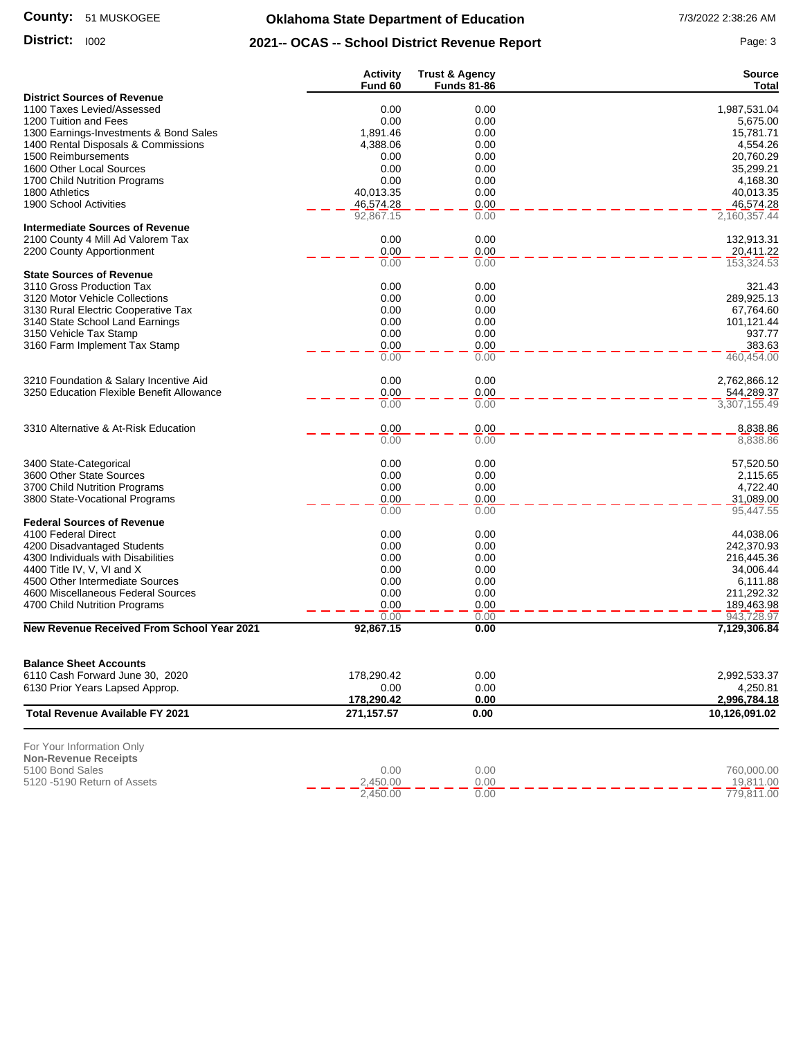**County:** 51 MUSKOGEE

**District:** I002

## Oklahoma State Department of Education

## 2021-- OCAS -- School District Revenue Report

| | Activity Fund 60 | Trust & Agency Funds 81-86 | Source Total |
|---|---|---|---|
| **District Sources of Revenue** | | | |
| 1100 Taxes Levied/Assessed | 0.00 | 0.00 | 1,987,531.04 |
| 1200 Tuition and Fees | 0.00 | 0.00 | 5,675.00 |
| 1300 Earnings-Investments & Bond Sales | 1,891.46 | 0.00 | 15,781.71 |
| 1400 Rental Disposals & Commissions | 4,388.06 | 0.00 | 4,554.26 |
| 1500 Reimbursements | 0.00 | 0.00 | 20,760.29 |
| 1600 Other Local Sources | 0.00 | 0.00 | 35,299.21 |
| 1700 Child Nutrition Programs | 0.00 | 0.00 | 4,168.30 |
| 1800 Athletics | 40,013.35 | 0.00 | 40,013.35 |
| 1900 School Activities | 46,574.28 | 0.00 | 46,574.28 |
| | 92,867.15 | 0.00 | 2,160,357.44 |
| **Intermediate Sources of Revenue** | | | |
| 2100 County 4 Mill Ad Valorem Tax | 0.00 | 0.00 | 132,913.31 |
| 2200 County Apportionment | 0.00 | 0.00 | 20,411.22 |
| | 0.00 | 0.00 | 153,324.53 |
| **State Sources of Revenue** | | | |
| 3110 Gross Production Tax | 0.00 | 0.00 | 321.43 |
| 3120 Motor Vehicle Collections | 0.00 | 0.00 | 289,925.13 |
| 3130 Rural Electric Cooperative Tax | 0.00 | 0.00 | 67,764.60 |
| 3140 State School Land Earnings | 0.00 | 0.00 | 101,121.44 |
| 3150 Vehicle Tax Stamp | 0.00 | 0.00 | 937.77 |
| 3160 Farm Implement Tax Stamp | 0.00 | 0.00 | 383.63 |
| | 0.00 | 0.00 | 460,454.00 |
| 3210 Foundation & Salary Incentive Aid | 0.00 | 0.00 | 2,762,866.12 |
| 3250 Education Flexible Benefit Allowance | 0.00 | 0.00 | 544,289.37 |
| | 0.00 | 0.00 | 3,307,155.49 |
| 3310 Alternative & At-Risk Education | 0.00 | 0.00 | 8,838.86 |
| | 0.00 | 0.00 | 8,838.86 |
| 3400 State-Categorical | 0.00 | 0.00 | 57,520.50 |
| 3600 Other State Sources | 0.00 | 0.00 | 2,115.65 |
| 3700 Child Nutrition Programs | 0.00 | 0.00 | 4,722.40 |
| 3800 State-Vocational Programs | 0.00 | 0.00 | 31,089.00 |
| | 0.00 | 0.00 | 95,447.55 |
| **Federal Sources of Revenue** | | | |
| 4100 Federal Direct | 0.00 | 0.00 | 44,038.06 |
| 4200 Disadvantaged Students | 0.00 | 0.00 | 242,370.93 |
| 4300 Individuals with Disabilities | 0.00 | 0.00 | 216,445.36 |
| 4400 Title IV, V, VI and X | 0.00 | 0.00 | 34,006.44 |
| 4500 Other Intermediate Sources | 0.00 | 0.00 | 6,111.88 |
| 4600 Miscellaneous Federal Sources | 0.00 | 0.00 | 211,292.32 |
| 4700 Child Nutrition Programs | 0.00 | 0.00 | 189,463.98 |
| | 0.00 | 0.00 | 943,728.97 |
| **New Revenue Received From School Year 2021** | **92,867.15** | **0.00** | **7,129,306.84** |
| **Balance Sheet Accounts** | | | |
| 6110 Cash Forward June 30, 2020 | 178,290.42 | 0.00 | 2,992,533.37 |
| 6130 Prior Years Lapsed Approp. | 0.00 | 0.00 | 4,250.81 |
| | **178,290.42** | **0.00** | **2,996,784.18** |
| **Total Revenue Available FY 2021** | **271,157.57** | **0.00** | **10,126,091.02** |

For Your Information Only

**Non-Revenue Receipts**

| | Activity Fund 60 | Trust & Agency Funds 81-86 | Source Total |
|---|---|---|---|
| 5100 Bond Sales | 0.00 | 0.00 | 760,000.00 |
| 5120 -5190 Return of Assets | 2,450.00 | 0.00 | 19,811.00 |
| | 2,450.00 | 0.00 | 779,811.00 |